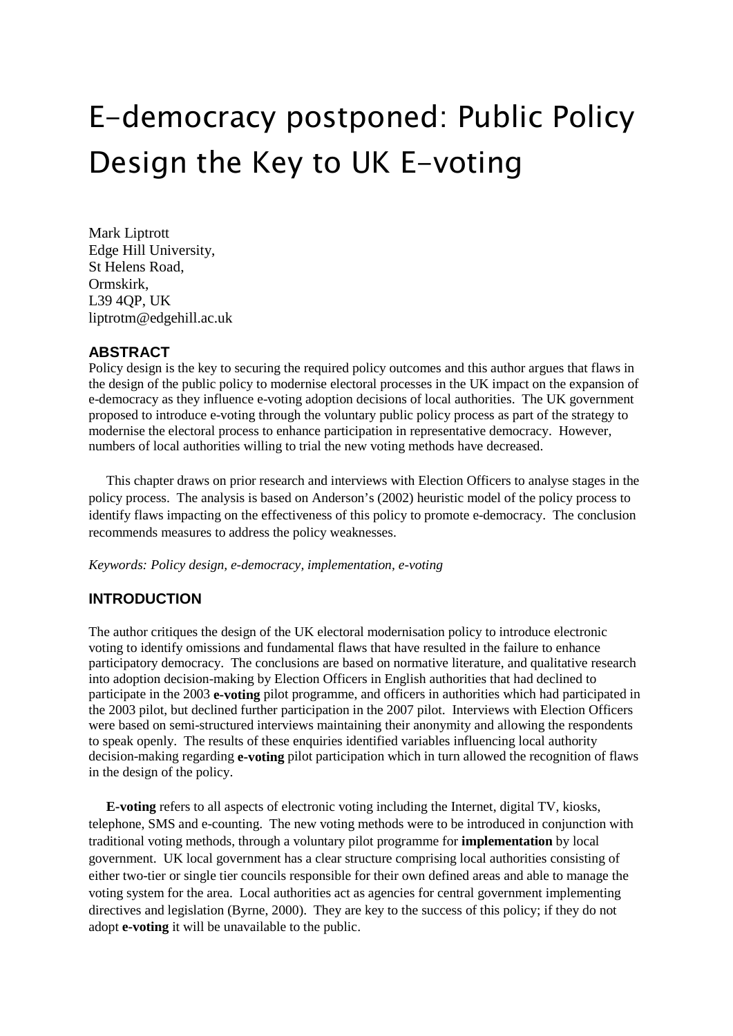// title
# E-democracy postponed: Public Policy Design the Key to UK E-voting

Mark Liptrott
Edge Hill University,
St Helens Road,
Ormskirk,
L39 4QP, UK
liptrotm@edgehill.ac.uk

## ABSTRACT

Policy design is the key to securing the required policy outcomes and this author argues that flaws in the design of the public policy to modernise electoral processes in the UK impact on the expansion of e-democracy as they influence e-voting adoption decisions of local authorities. The UK government proposed to introduce e-voting through the voluntary public policy process as part of the strategy to modernise the electoral process to enhance participation in representative democracy. However, numbers of local authorities willing to trial the new voting methods have decreased.

This chapter draws on prior research and interviews with Election Officers to analyse stages in the policy process. The analysis is based on Anderson's (2002) heuristic model of the policy process to identify flaws impacting on the effectiveness of this policy to promote e-democracy. The conclusion recommends measures to address the policy weaknesses.

*Keywords: Policy design, e-democracy, implementation, e-voting*

## INTRODUCTION

The author critiques the design of the UK electoral modernisation policy to introduce electronic voting to identify omissions and fundamental flaws that have resulted in the failure to enhance participatory democracy. The conclusions are based on normative literature, and qualitative research into adoption decision-making by Election Officers in English authorities that had declined to participate in the 2003 **e-voting** pilot programme, and officers in authorities which had participated in the 2003 pilot, but declined further participation in the 2007 pilot. Interviews with Election Officers were based on semi-structured interviews maintaining their anonymity and allowing the respondents to speak openly. The results of these enquiries identified variables influencing local authority decision-making regarding **e-voting** pilot participation which in turn allowed the recognition of flaws in the design of the policy.

**E-voting** refers to all aspects of electronic voting including the Internet, digital TV, kiosks, telephone, SMS and e-counting. The new voting methods were to be introduced in conjunction with traditional voting methods, through a voluntary pilot programme for **implementation** by local government. UK local government has a clear structure comprising local authorities consisting of either two-tier or single tier councils responsible for their own defined areas and able to manage the voting system for the area. Local authorities act as agencies for central government implementing directives and legislation (Byrne, 2000). They are key to the success of this policy; if they do not adopt **e-voting** it will be unavailable to the public.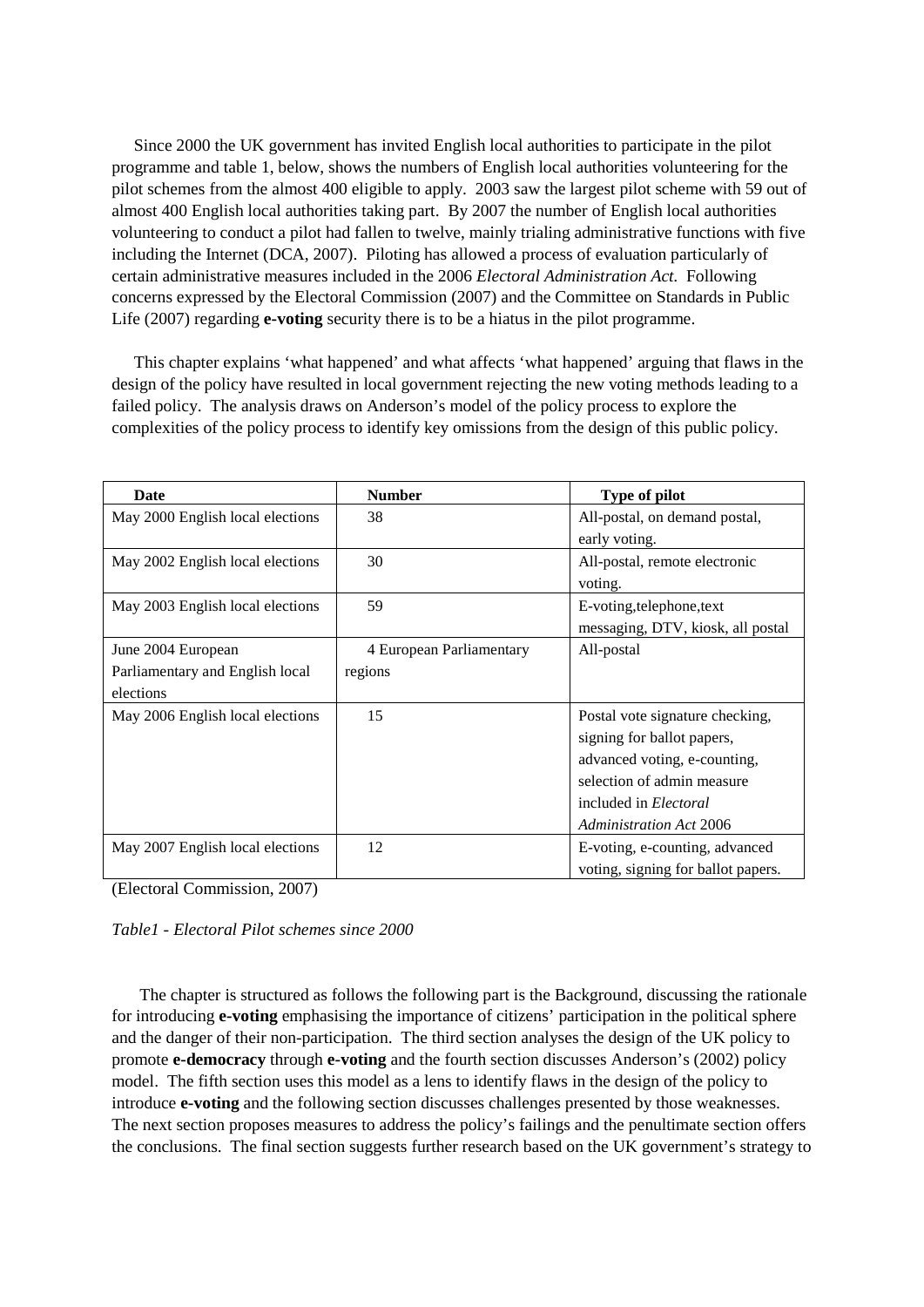Since 2000 the UK government has invited English local authorities to participate in the pilot programme and table 1, below, shows the numbers of English local authorities volunteering for the pilot schemes from the almost 400 eligible to apply. 2003 saw the largest pilot scheme with 59 out of almost 400 English local authorities taking part. By 2007 the number of English local authorities volunteering to conduct a pilot had fallen to twelve, mainly trialing administrative functions with five including the Internet (DCA, 2007). Piloting has allowed a process of evaluation particularly of certain administrative measures included in the 2006 *Electoral Administration Act.* Following concerns expressed by the Electoral Commission (2007) and the Committee on Standards in Public Life (2007) regarding **e-voting** security there is to be a hiatus in the pilot programme.

This chapter explains 'what happened' and what affects 'what happened' arguing that flaws in the design of the policy have resulted in local government rejecting the new voting methods leading to a failed policy. The analysis draws on Anderson's model of the policy process to explore the complexities of the policy process to identify key omissions from the design of this public policy.

| Date | Number | Type of pilot |
|---|---|---|
| May 2000 English local elections | 38 | All-postal, on demand postal, early voting. |
| May 2002 English local elections | 30 | All-postal, remote electronic voting. |
| May 2003 English local elections | 59 | E-voting,telephone,text messaging, DTV, kiosk, all postal |
| June 2004 European Parliamentary and English local elections | 4 European Parliamentary regions | All-postal |
| May 2006 English local elections | 15 | Postal vote signature checking, signing for ballot papers, advanced voting, e-counting, selection of admin measure included in *Electoral Administration Act* 2006 |
| May 2007 English local elections | 12 | E-voting, e-counting, advanced voting, signing for ballot papers. |

(Electoral Commission, 2007)

*Table1 - Electoral Pilot schemes since 2000*

The chapter is structured as follows the following part is the Background, discussing the rationale for introducing **e-voting** emphasising the importance of citizens' participation in the political sphere and the danger of their non-participation. The third section analyses the design of the UK policy to promote **e-democracy** through **e-voting** and the fourth section discusses Anderson's (2002) policy model. The fifth section uses this model as a lens to identify flaws in the design of the policy to introduce **e-voting** and the following section discusses challenges presented by those weaknesses. The next section proposes measures to address the policy's failings and the penultimate section offers the conclusions. The final section suggests further research based on the UK government's strategy to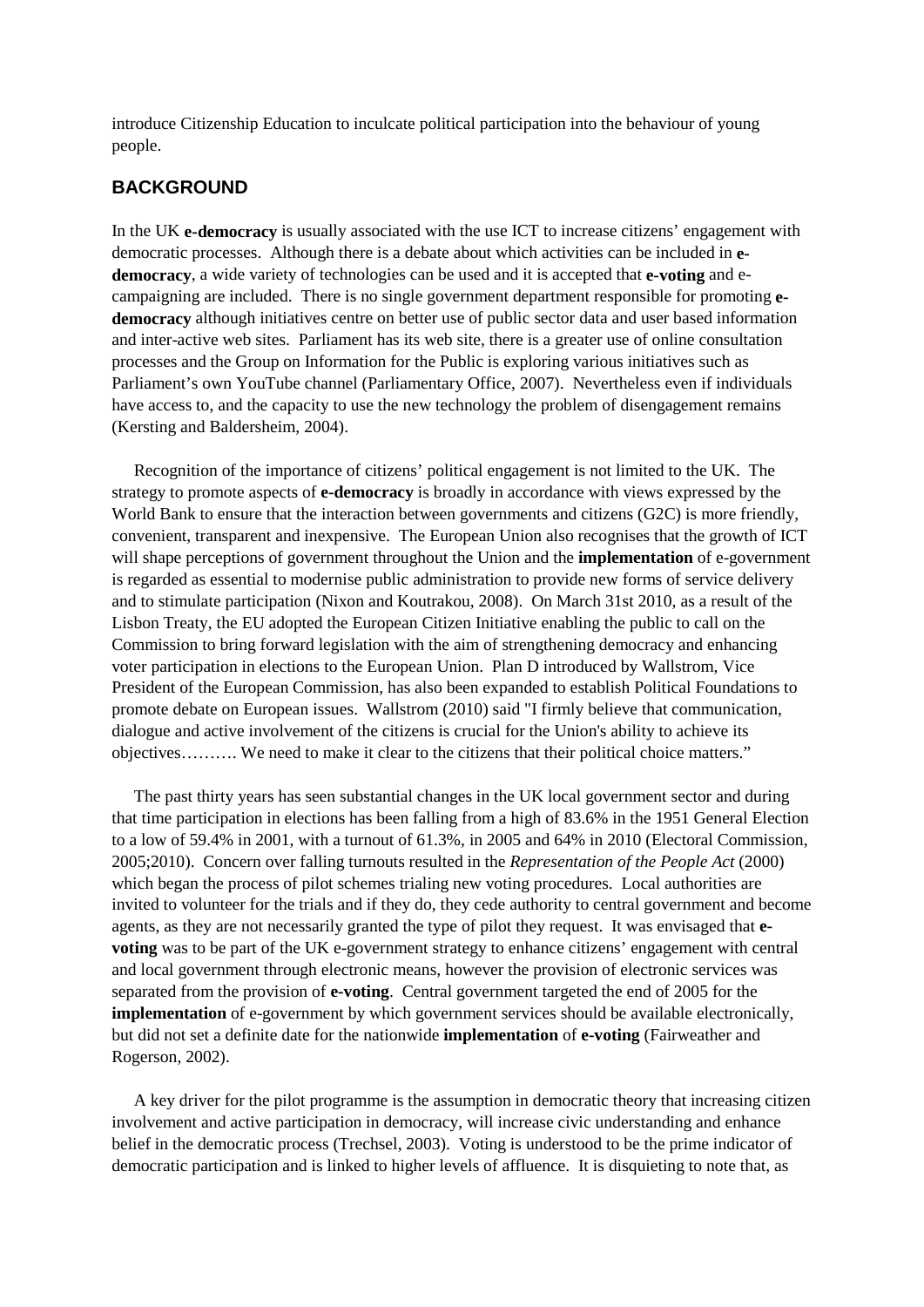introduce Citizenship Education to inculcate political participation into the behaviour of young people.

## BACKGROUND

In the UK **e-democracy** is usually associated with the use ICT to increase citizens' engagement with democratic processes. Although there is a debate about which activities can be included in **e-democracy**, a wide variety of technologies can be used and it is accepted that **e-voting** and e-campaigning are included. There is no single government department responsible for promoting **e-democracy** although initiatives centre on better use of public sector data and user based information and inter-active web sites. Parliament has its web site, there is a greater use of online consultation processes and the Group on Information for the Public is exploring various initiatives such as Parliament's own YouTube channel (Parliamentary Office, 2007). Nevertheless even if individuals have access to, and the capacity to use the new technology the problem of disengagement remains (Kersting and Baldersheim, 2004).

Recognition of the importance of citizens' political engagement is not limited to the UK. The strategy to promote aspects of **e-democracy** is broadly in accordance with views expressed by the World Bank to ensure that the interaction between governments and citizens (G2C) is more friendly, convenient, transparent and inexpensive. The European Union also recognises that the growth of ICT will shape perceptions of government throughout the Union and the **implementation** of e-government is regarded as essential to modernise public administration to provide new forms of service delivery and to stimulate participation (Nixon and Koutrakou, 2008). On March 31st 2010, as a result of the Lisbon Treaty, the EU adopted the European Citizen Initiative enabling the public to call on the Commission to bring forward legislation with the aim of strengthening democracy and enhancing voter participation in elections to the European Union. Plan D introduced by Wallstrom, Vice President of the European Commission, has also been expanded to establish Political Foundations to promote debate on European issues. Wallstrom (2010) said "I firmly believe that communication, dialogue and active involvement of the citizens is crucial for the Union's ability to achieve its objectives………. We need to make it clear to the citizens that their political choice matters."

The past thirty years has seen substantial changes in the UK local government sector and during that time participation in elections has been falling from a high of 83.6% in the 1951 General Election to a low of 59.4% in 2001, with a turnout of 61.3%, in 2005 and 64% in 2010 (Electoral Commission, 2005;2010). Concern over falling turnouts resulted in the *Representation of the People Act* (2000) which began the process of pilot schemes trialing new voting procedures. Local authorities are invited to volunteer for the trials and if they do, they cede authority to central government and become agents, as they are not necessarily granted the type of pilot they request. It was envisaged that **e-voting** was to be part of the UK e-government strategy to enhance citizens' engagement with central and local government through electronic means, however the provision of electronic services was separated from the provision of **e-voting**. Central government targeted the end of 2005 for the **implementation** of e-government by which government services should be available electronically, but did not set a definite date for the nationwide **implementation** of **e-voting** (Fairweather and Rogerson, 2002).

A key driver for the pilot programme is the assumption in democratic theory that increasing citizen involvement and active participation in democracy, will increase civic understanding and enhance belief in the democratic process (Trechsel, 2003). Voting is understood to be the prime indicator of democratic participation and is linked to higher levels of affluence. It is disquieting to note that, as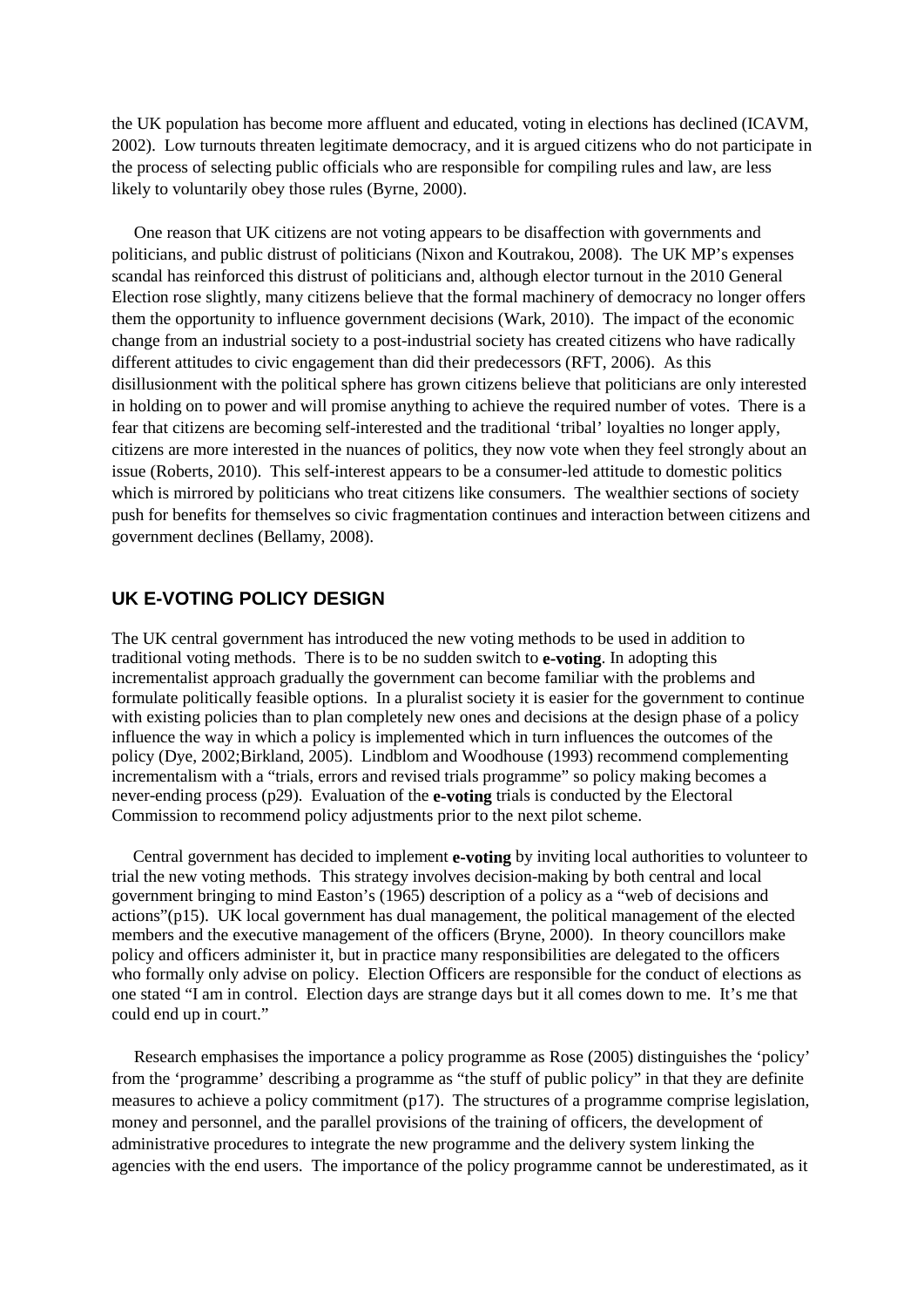the UK population has become more affluent and educated, voting in elections has declined (ICAVM, 2002). Low turnouts threaten legitimate democracy, and it is argued citizens who do not participate in the process of selecting public officials who are responsible for compiling rules and law, are less likely to voluntarily obey those rules (Byrne, 2000).

One reason that UK citizens are not voting appears to be disaffection with governments and politicians, and public distrust of politicians (Nixon and Koutrakou, 2008). The UK MP's expenses scandal has reinforced this distrust of politicians and, although elector turnout in the 2010 General Election rose slightly, many citizens believe that the formal machinery of democracy no longer offers them the opportunity to influence government decisions (Wark, 2010). The impact of the economic change from an industrial society to a post-industrial society has created citizens who have radically different attitudes to civic engagement than did their predecessors (RFT, 2006). As this disillusionment with the political sphere has grown citizens believe that politicians are only interested in holding on to power and will promise anything to achieve the required number of votes. There is a fear that citizens are becoming self-interested and the traditional 'tribal' loyalties no longer apply, citizens are more interested in the nuances of politics, they now vote when they feel strongly about an issue (Roberts, 2010). This self-interest appears to be a consumer-led attitude to domestic politics which is mirrored by politicians who treat citizens like consumers. The wealthier sections of society push for benefits for themselves so civic fragmentation continues and interaction between citizens and government declines (Bellamy, 2008).

## UK E-VOTING POLICY DESIGN

The UK central government has introduced the new voting methods to be used in addition to traditional voting methods. There is to be no sudden switch to **e-voting**. In adopting this incrementalist approach gradually the government can become familiar with the problems and formulate politically feasible options. In a pluralist society it is easier for the government to continue with existing policies than to plan completely new ones and decisions at the design phase of a policy influence the way in which a policy is implemented which in turn influences the outcomes of the policy (Dye, 2002;Birkland, 2005). Lindblom and Woodhouse (1993) recommend complementing incrementalism with a "trials, errors and revised trials programme" so policy making becomes a never-ending process (p29). Evaluation of the **e-voting** trials is conducted by the Electoral Commission to recommend policy adjustments prior to the next pilot scheme.

Central government has decided to implement **e-voting** by inviting local authorities to volunteer to trial the new voting methods. This strategy involves decision-making by both central and local government bringing to mind Easton's (1965) description of a policy as a "web of decisions and actions"(p15). UK local government has dual management, the political management of the elected members and the executive management of the officers (Bryne, 2000). In theory councillors make policy and officers administer it, but in practice many responsibilities are delegated to the officers who formally only advise on policy. Election Officers are responsible for the conduct of elections as one stated "I am in control. Election days are strange days but it all comes down to me. It's me that could end up in court."

Research emphasises the importance a policy programme as Rose (2005) distinguishes the 'policy' from the 'programme' describing a programme as "the stuff of public policy" in that they are definite measures to achieve a policy commitment (p17). The structures of a programme comprise legislation, money and personnel, and the parallel provisions of the training of officers, the development of administrative procedures to integrate the new programme and the delivery system linking the agencies with the end users. The importance of the policy programme cannot be underestimated, as it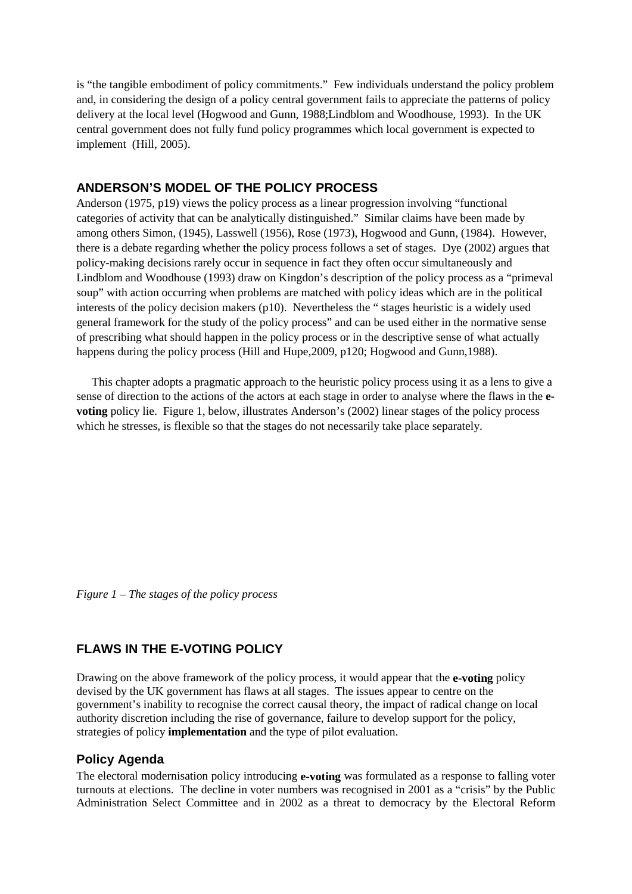is "the tangible embodiment of policy commitments." Few individuals understand the policy problem and, in considering the design of a policy central government fails to appreciate the patterns of policy delivery at the local level (Hogwood and Gunn, 1988;Lindblom and Woodhouse, 1993). In the UK central government does not fully fund policy programmes which local government is expected to implement (Hill, 2005).

## ANDERSON'S MODEL OF THE POLICY PROCESS

Anderson (1975, p19) views the policy process as a linear progression involving "functional categories of activity that can be analytically distinguished." Similar claims have been made by among others Simon, (1945), Lasswell (1956), Rose (1973), Hogwood and Gunn, (1984). However, there is a debate regarding whether the policy process follows a set of stages. Dye (2002) argues that policy-making decisions rarely occur in sequence in fact they often occur simultaneously and Lindblom and Woodhouse (1993) draw on Kingdon's description of the policy process as a "primeval soup" with action occurring when problems are matched with policy ideas which are in the political interests of the policy decision makers (p10). Nevertheless the " stages heuristic is a widely used general framework for the study of the policy process" and can be used either in the normative sense of prescribing what should happen in the policy process or in the descriptive sense of what actually happens during the policy process (Hill and Hupe,2009, p120; Hogwood and Gunn,1988).

This chapter adopts a pragmatic approach to the heuristic policy process using it as a lens to give a sense of direction to the actions of the actors at each stage in order to analyse where the flaws in the **e-voting** policy lie. Figure 1, below, illustrates Anderson's (2002) linear stages of the policy process which he stresses, is flexible so that the stages do not necessarily take place separately.

*Figure 1 – The stages of the policy process*

## FLAWS IN THE E-VOTING POLICY

Drawing on the above framework of the policy process, it would appear that the **e-voting** policy devised by the UK government has flaws at all stages. The issues appear to centre on the government's inability to recognise the correct causal theory, the impact of radical change on local authority discretion including the rise of governance, failure to develop support for the policy, strategies of policy **implementation** and the type of pilot evaluation.

### Policy Agenda

The electoral modernisation policy introducing **e-voting** was formulated as a response to falling voter turnouts at elections. The decline in voter numbers was recognised in 2001 as a "crisis" by the Public Administration Select Committee and in 2002 as a threat to democracy by the Electoral Reform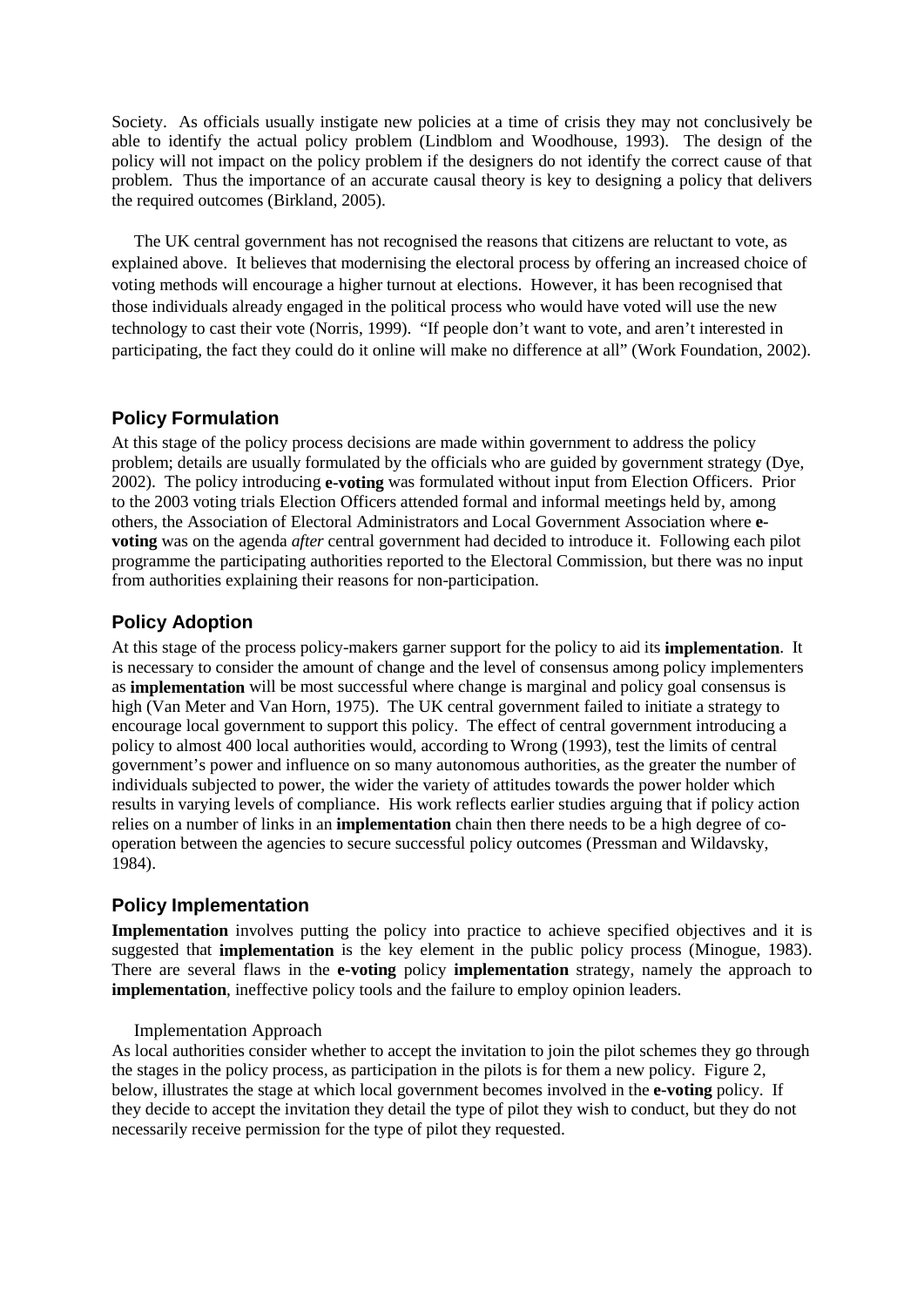Society. As officials usually instigate new policies at a time of crisis they may not conclusively be able to identify the actual policy problem (Lindblom and Woodhouse, 1993). The design of the policy will not impact on the policy problem if the designers do not identify the correct cause of that problem. Thus the importance of an accurate causal theory is key to designing a policy that delivers the required outcomes (Birkland, 2005).

The UK central government has not recognised the reasons that citizens are reluctant to vote, as explained above. It believes that modernising the electoral process by offering an increased choice of voting methods will encourage a higher turnout at elections. However, it has been recognised that those individuals already engaged in the political process who would have voted will use the new technology to cast their vote (Norris, 1999). "If people don't want to vote, and aren't interested in participating, the fact they could do it online will make no difference at all" (Work Foundation, 2002).

## Policy Formulation

At this stage of the policy process decisions are made within government to address the policy problem; details are usually formulated by the officials who are guided by government strategy (Dye, 2002). The policy introducing **e-voting** was formulated without input from Election Officers. Prior to the 2003 voting trials Election Officers attended formal and informal meetings held by, among others, the Association of Electoral Administrators and Local Government Association where **e-voting** was on the agenda *after* central government had decided to introduce it. Following each pilot programme the participating authorities reported to the Electoral Commission, but there was no input from authorities explaining their reasons for non-participation.

## Policy Adoption

At this stage of the process policy-makers garner support for the policy to aid its **implementation**. It is necessary to consider the amount of change and the level of consensus among policy implementers as **implementation** will be most successful where change is marginal and policy goal consensus is high (Van Meter and Van Horn, 1975). The UK central government failed to initiate a strategy to encourage local government to support this policy. The effect of central government introducing a policy to almost 400 local authorities would, according to Wrong (1993), test the limits of central government's power and influence on so many autonomous authorities, as the greater the number of individuals subjected to power, the wider the variety of attitudes towards the power holder which results in varying levels of compliance. His work reflects earlier studies arguing that if policy action relies on a number of links in an **implementation** chain then there needs to be a high degree of co-operation between the agencies to secure successful policy outcomes (Pressman and Wildavsky, 1984).

## Policy Implementation

**Implementation** involves putting the policy into practice to achieve specified objectives and it is suggested that **implementation** is the key element in the public policy process (Minogue, 1983). There are several flaws in the **e-voting** policy **implementation** strategy, namely the approach to **implementation**, ineffective policy tools and the failure to employ opinion leaders.

### Implementation Approach

As local authorities consider whether to accept the invitation to join the pilot schemes they go through the stages in the policy process, as participation in the pilots is for them a new policy. Figure 2, below, illustrates the stage at which local government becomes involved in the **e-voting** policy. If they decide to accept the invitation they detail the type of pilot they wish to conduct, but they do not necessarily receive permission for the type of pilot they requested.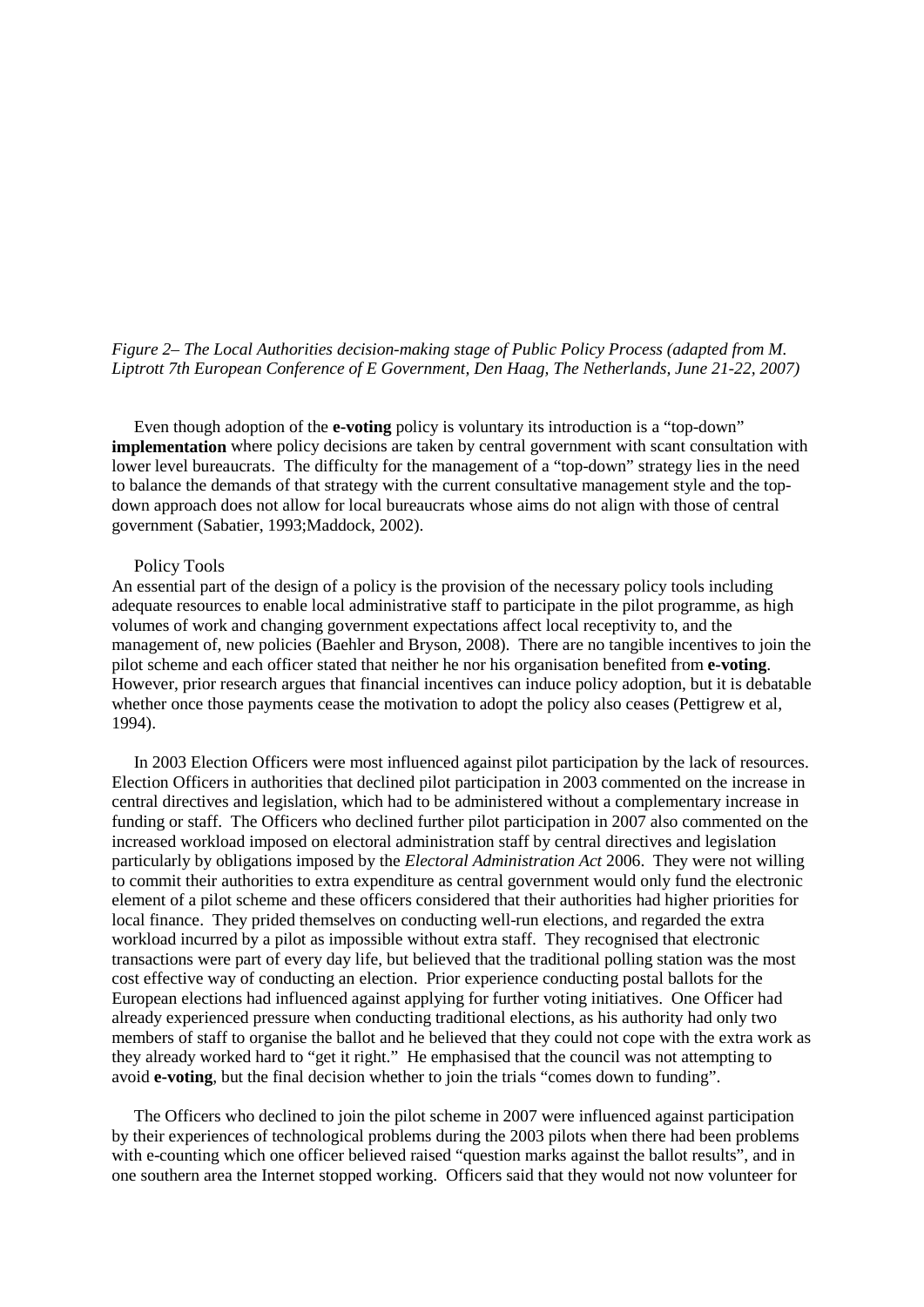*Figure 2– The Local Authorities decision-making stage of Public Policy Process (adapted from M. Liptrott 7th European Conference of E Government, Den Haag, The Netherlands, June 21-22, 2007)*

Even though adoption of the **e-voting** policy is voluntary its introduction is a "top-down" **implementation** where policy decisions are taken by central government with scant consultation with lower level bureaucrats. The difficulty for the management of a "top-down" strategy lies in the need to balance the demands of that strategy with the current consultative management style and the top-down approach does not allow for local bureaucrats whose aims do not align with those of central government (Sabatier, 1993;Maddock, 2002).

## Policy Tools

An essential part of the design of a policy is the provision of the necessary policy tools including adequate resources to enable local administrative staff to participate in the pilot programme, as high volumes of work and changing government expectations affect local receptivity to, and the management of, new policies (Baehler and Bryson, 2008). There are no tangible incentives to join the pilot scheme and each officer stated that neither he nor his organisation benefited from **e-voting**. However, prior research argues that financial incentives can induce policy adoption, but it is debatable whether once those payments cease the motivation to adopt the policy also ceases (Pettigrew et al, 1994).

In 2003 Election Officers were most influenced against pilot participation by the lack of resources. Election Officers in authorities that declined pilot participation in 2003 commented on the increase in central directives and legislation, which had to be administered without a complementary increase in funding or staff. The Officers who declined further pilot participation in 2007 also commented on the increased workload imposed on electoral administration staff by central directives and legislation particularly by obligations imposed by the *Electoral Administration Act* 2006. They were not willing to commit their authorities to extra expenditure as central government would only fund the electronic element of a pilot scheme and these officers considered that their authorities had higher priorities for local finance. They prided themselves on conducting well-run elections, and regarded the extra workload incurred by a pilot as impossible without extra staff. They recognised that electronic transactions were part of every day life, but believed that the traditional polling station was the most cost effective way of conducting an election. Prior experience conducting postal ballots for the European elections had influenced against applying for further voting initiatives. One Officer had already experienced pressure when conducting traditional elections, as his authority had only two members of staff to organise the ballot and he believed that they could not cope with the extra work as they already worked hard to "get it right." He emphasised that the council was not attempting to avoid **e-voting**, but the final decision whether to join the trials "comes down to funding".

The Officers who declined to join the pilot scheme in 2007 were influenced against participation by their experiences of technological problems during the 2003 pilots when there had been problems with e-counting which one officer believed raised "question marks against the ballot results", and in one southern area the Internet stopped working. Officers said that they would not now volunteer for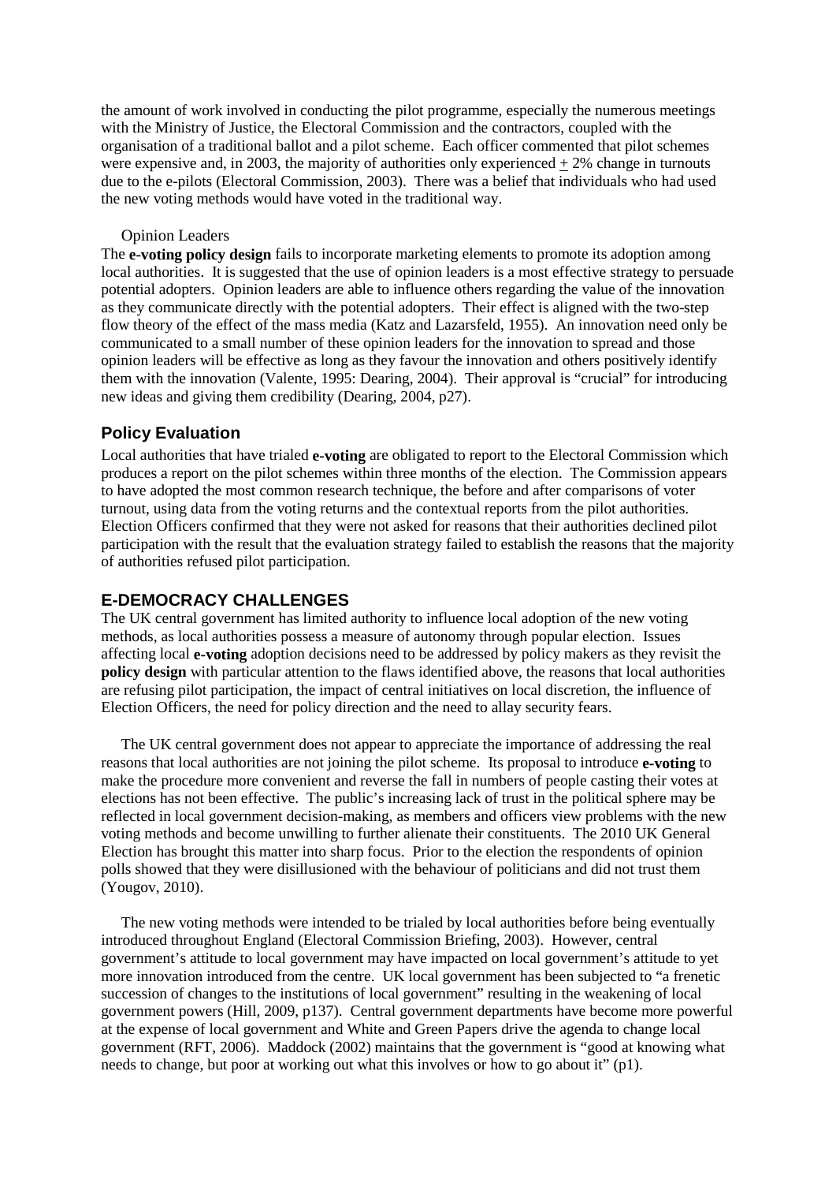the amount of work involved in conducting the pilot programme, especially the numerous meetings with the Ministry of Justice, the Electoral Commission and the contractors, coupled with the organisation of a traditional ballot and a pilot scheme. Each officer commented that pilot schemes were expensive and, in 2003, the majority of authorities only experienced ± 2% change in turnouts due to the e-pilots (Electoral Commission, 2003). There was a belief that individuals who had used the new voting methods would have voted in the traditional way.

### Opinion Leaders

The **e-voting policy design** fails to incorporate marketing elements to promote its adoption among local authorities. It is suggested that the use of opinion leaders is a most effective strategy to persuade potential adopters. Opinion leaders are able to influence others regarding the value of the innovation as they communicate directly with the potential adopters. Their effect is aligned with the two-step flow theory of the effect of the mass media (Katz and Lazarsfeld, 1955). An innovation need only be communicated to a small number of these opinion leaders for the innovation to spread and those opinion leaders will be effective as long as they favour the innovation and others positively identify them with the innovation (Valente, 1995: Dearing, 2004). Their approval is "crucial" for introducing new ideas and giving them credibility (Dearing, 2004, p27).

## Policy Evaluation

Local authorities that have trialed **e-voting** are obligated to report to the Electoral Commission which produces a report on the pilot schemes within three months of the election. The Commission appears to have adopted the most common research technique, the before and after comparisons of voter turnout, using data from the voting returns and the contextual reports from the pilot authorities. Election Officers confirmed that they were not asked for reasons that their authorities declined pilot participation with the result that the evaluation strategy failed to establish the reasons that the majority of authorities refused pilot participation.

## E-DEMOCRACY CHALLENGES

The UK central government has limited authority to influence local adoption of the new voting methods, as local authorities possess a measure of autonomy through popular election. Issues affecting local **e-voting** adoption decisions need to be addressed by policy makers as they revisit the **policy design** with particular attention to the flaws identified above, the reasons that local authorities are refusing pilot participation, the impact of central initiatives on local discretion, the influence of Election Officers, the need for policy direction and the need to allay security fears.

The UK central government does not appear to appreciate the importance of addressing the real reasons that local authorities are not joining the pilot scheme. Its proposal to introduce **e-voting** to make the procedure more convenient and reverse the fall in numbers of people casting their votes at elections has not been effective. The public's increasing lack of trust in the political sphere may be reflected in local government decision-making, as members and officers view problems with the new voting methods and become unwilling to further alienate their constituents. The 2010 UK General Election has brought this matter into sharp focus. Prior to the election the respondents of opinion polls showed that they were disillusioned with the behaviour of politicians and did not trust them (Yougov, 2010).

The new voting methods were intended to be trialed by local authorities before being eventually introduced throughout England (Electoral Commission Briefing, 2003). However, central government's attitude to local government may have impacted on local government's attitude to yet more innovation introduced from the centre. UK local government has been subjected to "a frenetic succession of changes to the institutions of local government" resulting in the weakening of local government powers (Hill, 2009, p137). Central government departments have become more powerful at the expense of local government and White and Green Papers drive the agenda to change local government (RFT, 2006). Maddock (2002) maintains that the government is "good at knowing what needs to change, but poor at working out what this involves or how to go about it" (p1).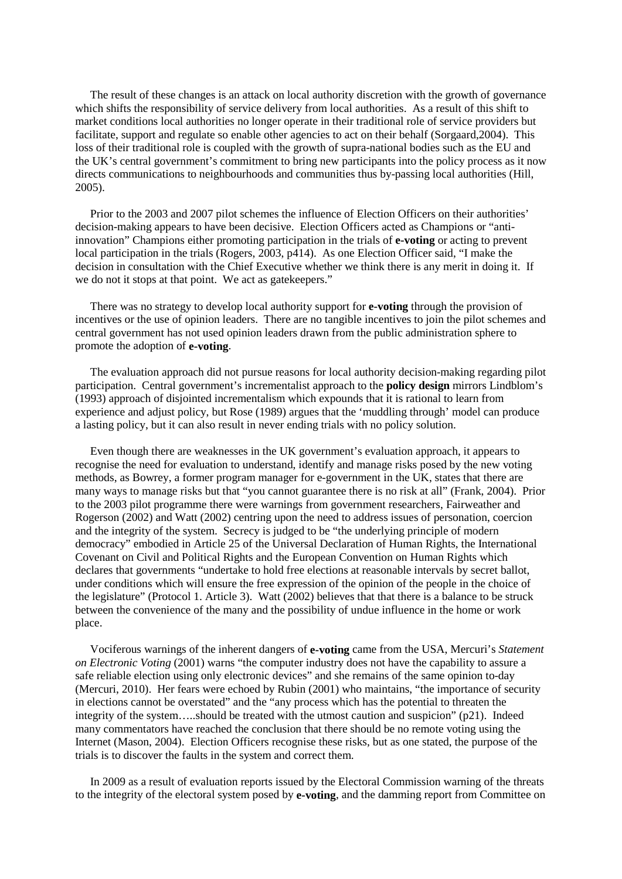The result of these changes is an attack on local authority discretion with the growth of governance which shifts the responsibility of service delivery from local authorities. As a result of this shift to market conditions local authorities no longer operate in their traditional role of service providers but facilitate, support and regulate so enable other agencies to act on their behalf (Sorgaard,2004). This loss of their traditional role is coupled with the growth of supra-national bodies such as the EU and the UK's central government's commitment to bring new participants into the policy process as it now directs communications to neighbourhoods and communities thus by-passing local authorities (Hill, 2005).

Prior to the 2003 and 2007 pilot schemes the influence of Election Officers on their authorities' decision-making appears to have been decisive. Election Officers acted as Champions or "anti-innovation" Champions either promoting participation in the trials of **e-voting** or acting to prevent local participation in the trials (Rogers, 2003, p414). As one Election Officer said, "I make the decision in consultation with the Chief Executive whether we think there is any merit in doing it. If we do not it stops at that point. We act as gatekeepers."

There was no strategy to develop local authority support for **e-voting** through the provision of incentives or the use of opinion leaders. There are no tangible incentives to join the pilot schemes and central government has not used opinion leaders drawn from the public administration sphere to promote the adoption of **e-voting**.

The evaluation approach did not pursue reasons for local authority decision-making regarding pilot participation. Central government's incrementalist approach to the **policy design** mirrors Lindblom's (1993) approach of disjointed incrementalism which expounds that it is rational to learn from experience and adjust policy, but Rose (1989) argues that the 'muddling through' model can produce a lasting policy, but it can also result in never ending trials with no policy solution.

Even though there are weaknesses in the UK government's evaluation approach, it appears to recognise the need for evaluation to understand, identify and manage risks posed by the new voting methods, as Bowrey, a former program manager for e-government in the UK, states that there are many ways to manage risks but that "you cannot guarantee there is no risk at all" (Frank, 2004). Prior to the 2003 pilot programme there were warnings from government researchers, Fairweather and Rogerson (2002) and Watt (2002) centring upon the need to address issues of personation, coercion and the integrity of the system. Secrecy is judged to be "the underlying principle of modern democracy" embodied in Article 25 of the Universal Declaration of Human Rights, the International Covenant on Civil and Political Rights and the European Convention on Human Rights which declares that governments "undertake to hold free elections at reasonable intervals by secret ballot, under conditions which will ensure the free expression of the opinion of the people in the choice of the legislature" (Protocol 1. Article 3). Watt (2002) believes that that there is a balance to be struck between the convenience of the many and the possibility of undue influence in the home or work place.

Vociferous warnings of the inherent dangers of **e-voting** came from the USA, Mercuri's *Statement on Electronic Voting* (2001) warns "the computer industry does not have the capability to assure a safe reliable election using only electronic devices" and she remains of the same opinion to-day (Mercuri, 2010). Her fears were echoed by Rubin (2001) who maintains, "the importance of security in elections cannot be overstated" and the "any process which has the potential to threaten the integrity of the system…..should be treated with the utmost caution and suspicion" (p21). Indeed many commentators have reached the conclusion that there should be no remote voting using the Internet (Mason, 2004). Election Officers recognise these risks, but as one stated, the purpose of the trials is to discover the faults in the system and correct them.

In 2009 as a result of evaluation reports issued by the Electoral Commission warning of the threats to the integrity of the electoral system posed by **e-voting**, and the damming report from Committee on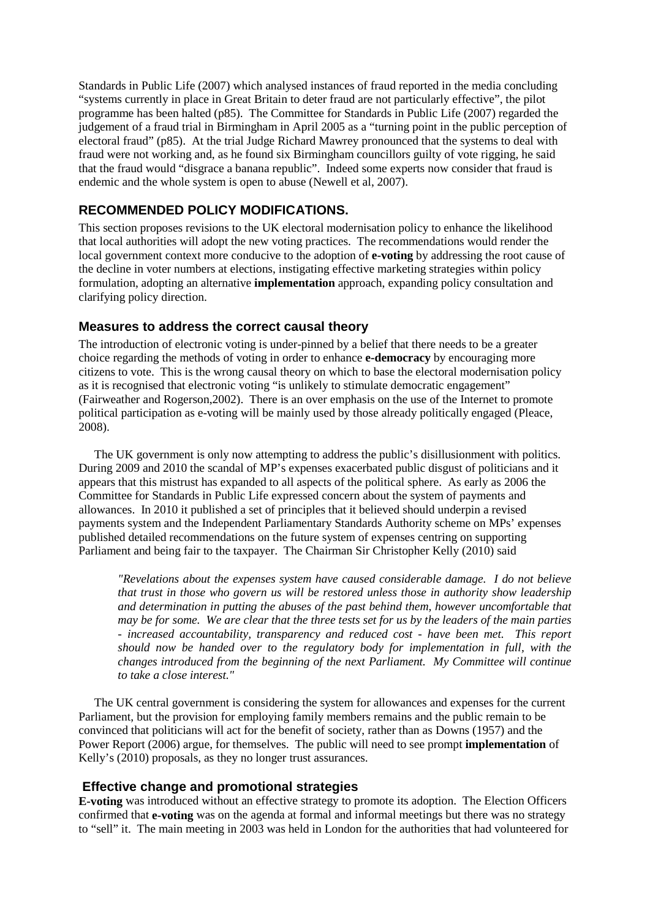Standards in Public Life (2007) which analysed instances of fraud reported in the media concluding "systems currently in place in Great Britain to deter fraud are not particularly effective", the pilot programme has been halted (p85). The Committee for Standards in Public Life (2007) regarded the judgement of a fraud trial in Birmingham in April 2005 as a "turning point in the public perception of electoral fraud" (p85). At the trial Judge Richard Mawrey pronounced that the systems to deal with fraud were not working and, as he found six Birmingham councillors guilty of vote rigging, he said that the fraud would "disgrace a banana republic". Indeed some experts now consider that fraud is endemic and the whole system is open to abuse (Newell et al, 2007).

## RECOMMENDED POLICY MODIFICATIONS.

This section proposes revisions to the UK electoral modernisation policy to enhance the likelihood that local authorities will adopt the new voting practices. The recommendations would render the local government context more conducive to the adoption of **e-voting** by addressing the root cause of the decline in voter numbers at elections, instigating effective marketing strategies within policy formulation, adopting an alternative **implementation** approach, expanding policy consultation and clarifying policy direction.

### Measures to address the correct causal theory

The introduction of electronic voting is under-pinned by a belief that there needs to be a greater choice regarding the methods of voting in order to enhance **e-democracy** by encouraging more citizens to vote. This is the wrong causal theory on which to base the electoral modernisation policy as it is recognised that electronic voting "is unlikely to stimulate democratic engagement" (Fairweather and Rogerson,2002). There is an over emphasis on the use of the Internet to promote political participation as e-voting will be mainly used by those already politically engaged (Pleace, 2008).

The UK government is only now attempting to address the public's disillusionment with politics. During 2009 and 2010 the scandal of MP's expenses exacerbated public disgust of politicians and it appears that this mistrust has expanded to all aspects of the political sphere. As early as 2006 the Committee for Standards in Public Life expressed concern about the system of payments and allowances. In 2010 it published a set of principles that it believed should underpin a revised payments system and the Independent Parliamentary Standards Authority scheme on MPs' expenses published detailed recommendations on the future system of expenses centring on supporting Parliament and being fair to the taxpayer. The Chairman Sir Christopher Kelly (2010) said

> *"Revelations about the expenses system have caused considerable damage. I do not believe that trust in those who govern us will be restored unless those in authority show leadership and determination in putting the abuses of the past behind them, however uncomfortable that may be for some. We are clear that the three tests set for us by the leaders of the main parties - increased accountability, transparency and reduced cost - have been met. This report should now be handed over to the regulatory body for implementation in full, with the changes introduced from the beginning of the next Parliament. My Committee will continue to take a close interest."*

The UK central government is considering the system for allowances and expenses for the current Parliament, but the provision for employing family members remains and the public remain to be convinced that politicians will act for the benefit of society, rather than as Downs (1957) and the Power Report (2006) argue, for themselves. The public will need to see prompt **implementation** of Kelly's (2010) proposals, as they no longer trust assurances.

### Effective change and promotional strategies

**E-voting** was introduced without an effective strategy to promote its adoption. The Election Officers confirmed that **e-voting** was on the agenda at formal and informal meetings but there was no strategy to "sell" it. The main meeting in 2003 was held in London for the authorities that had volunteered for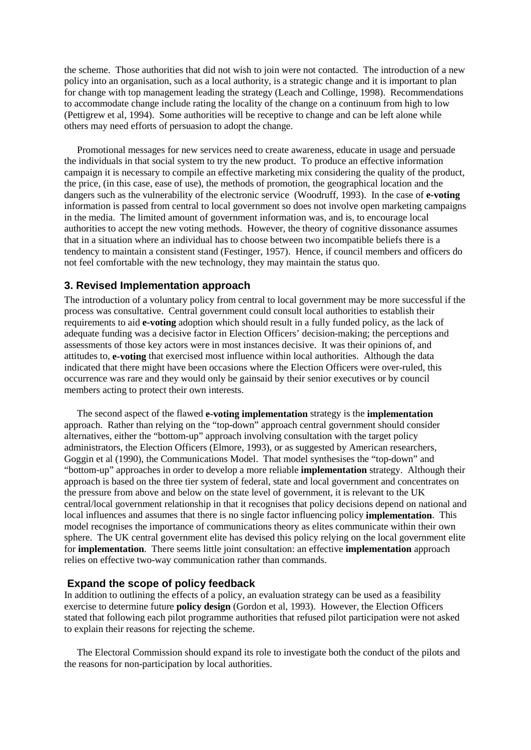the scheme. Those authorities that did not wish to join were not contacted. The introduction of a new policy into an organisation, such as a local authority, is a strategic change and it is important to plan for change with top management leading the strategy (Leach and Collinge, 1998). Recommendations to accommodate change include rating the locality of the change on a continuum from high to low (Pettigrew et al, 1994). Some authorities will be receptive to change and can be left alone while others may need efforts of persuasion to adopt the change.

Promotional messages for new services need to create awareness, educate in usage and persuade the individuals in that social system to try the new product. To produce an effective information campaign it is necessary to compile an effective marketing mix considering the quality of the product, the price, (in this case, ease of use), the methods of promotion, the geographical location and the dangers such as the vulnerability of the electronic service (Woodruff, 1993). In the case of **e-voting** information is passed from central to local government so does not involve open marketing campaigns in the media. The limited amount of government information was, and is, to encourage local authorities to accept the new voting methods. However, the theory of cognitive dissonance assumes that in a situation where an individual has to choose between two incompatible beliefs there is a tendency to maintain a consistent stand (Festinger, 1957). Hence, if council members and officers do not feel comfortable with the new technology, they may maintain the status quo.

### 3. Revised Implementation approach

The introduction of a voluntary policy from central to local government may be more successful if the process was consultative. Central government could consult local authorities to establish their requirements to aid **e-voting** adoption which should result in a fully funded policy, as the lack of adequate funding was a decisive factor in Election Officers' decision-making; the perceptions and assessments of those key actors were in most instances decisive. It was their opinions of, and attitudes to, **e-voting** that exercised most influence within local authorities. Although the data indicated that there might have been occasions where the Election Officers were over-ruled, this occurrence was rare and they would only be gainsaid by their senior executives or by council members acting to protect their own interests.

The second aspect of the flawed **e-voting implementation** strategy is the **implementation** approach. Rather than relying on the "top-down" approach central government should consider alternatives, either the "bottom-up" approach involving consultation with the target policy administrators, the Election Officers (Elmore, 1993), or as suggested by American researchers, Goggin et al (1990), the Communications Model. That model synthesises the "top-down" and "bottom-up" approaches in order to develop a more reliable **implementation** strategy. Although their approach is based on the three tier system of federal, state and local government and concentrates on the pressure from above and below on the state level of government, it is relevant to the UK central/local government relationship in that it recognises that policy decisions depend on national and local influences and assumes that there is no single factor influencing policy **implementation**. This model recognises the importance of communications theory as elites communicate within their own sphere. The UK central government elite has devised this policy relying on the local government elite for **implementation**. There seems little joint consultation: an effective **implementation** approach relies on effective two-way communication rather than commands.

### Expand the scope of policy feedback

In addition to outlining the effects of a policy, an evaluation strategy can be used as a feasibility exercise to determine future **policy design** (Gordon et al, 1993). However, the Election Officers stated that following each pilot programme authorities that refused pilot participation were not asked to explain their reasons for rejecting the scheme.

The Electoral Commission should expand its role to investigate both the conduct of the pilots and the reasons for non-participation by local authorities.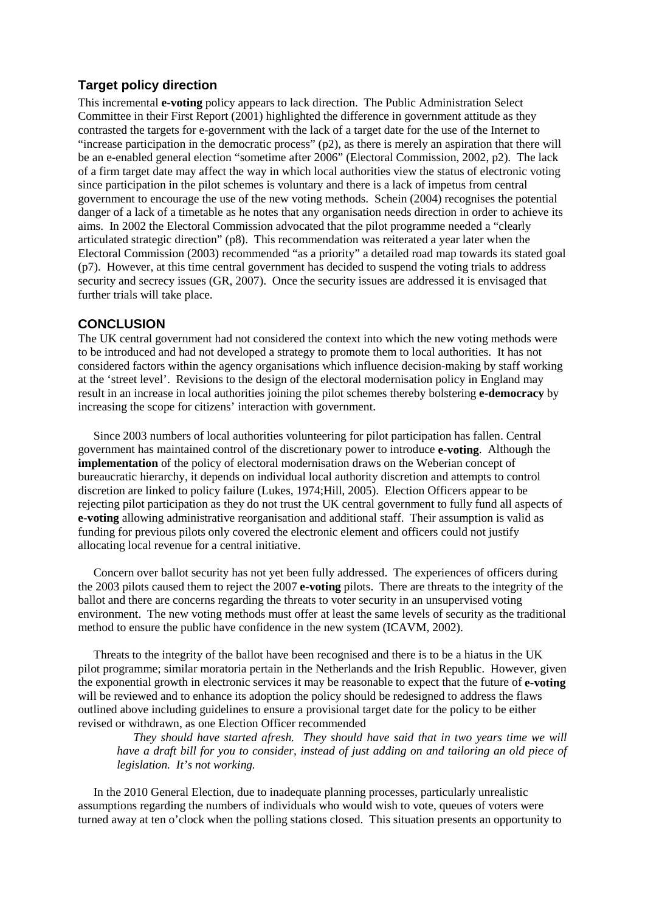## Target policy direction

This incremental **e-voting** policy appears to lack direction. The Public Administration Select Committee in their First Report (2001) highlighted the difference in government attitude as they contrasted the targets for e-government with the lack of a target date for the use of the Internet to "increase participation in the democratic process" (p2), as there is merely an aspiration that there will be an e-enabled general election "sometime after 2006" (Electoral Commission, 2002, p2). The lack of a firm target date may affect the way in which local authorities view the status of electronic voting since participation in the pilot schemes is voluntary and there is a lack of impetus from central government to encourage the use of the new voting methods. Schein (2004) recognises the potential danger of a lack of a timetable as he notes that any organisation needs direction in order to achieve its aims. In 2002 the Electoral Commission advocated that the pilot programme needed a "clearly articulated strategic direction" (p8). This recommendation was reiterated a year later when the Electoral Commission (2003) recommended "as a priority" a detailed road map towards its stated goal (p7). However, at this time central government has decided to suspend the voting trials to address security and secrecy issues (GR, 2007). Once the security issues are addressed it is envisaged that further trials will take place.

## CONCLUSION

The UK central government had not considered the context into which the new voting methods were to be introduced and had not developed a strategy to promote them to local authorities. It has not considered factors within the agency organisations which influence decision-making by staff working at the 'street level'. Revisions to the design of the electoral modernisation policy in England may result in an increase in local authorities joining the pilot schemes thereby bolstering **e-democracy** by increasing the scope for citizens' interaction with government.

Since 2003 numbers of local authorities volunteering for pilot participation has fallen. Central government has maintained control of the discretionary power to introduce **e-voting**. Although the **implementation** of the policy of electoral modernisation draws on the Weberian concept of bureaucratic hierarchy, it depends on individual local authority discretion and attempts to control discretion are linked to policy failure (Lukes, 1974;Hill, 2005). Election Officers appear to be rejecting pilot participation as they do not trust the UK central government to fully fund all aspects of **e-voting** allowing administrative reorganisation and additional staff. Their assumption is valid as funding for previous pilots only covered the electronic element and officers could not justify allocating local revenue for a central initiative.

Concern over ballot security has not yet been fully addressed. The experiences of officers during the 2003 pilots caused them to reject the 2007 **e-voting** pilots. There are threats to the integrity of the ballot and there are concerns regarding the threats to voter security in an unsupervised voting environment. The new voting methods must offer at least the same levels of security as the traditional method to ensure the public have confidence in the new system (ICAVM, 2002).

Threats to the integrity of the ballot have been recognised and there is to be a hiatus in the UK pilot programme; similar moratoria pertain in the Netherlands and the Irish Republic. However, given the exponential growth in electronic services it may be reasonable to expect that the future of **e-voting** will be reviewed and to enhance its adoption the policy should be redesigned to address the flaws outlined above including guidelines to ensure a provisional target date for the policy to be either revised or withdrawn, as one Election Officer recommended

> *They should have started afresh. They should have said that in two years time we will have a draft bill for you to consider, instead of just adding on and tailoring an old piece of legislation. It's not working.*

In the 2010 General Election, due to inadequate planning processes, particularly unrealistic assumptions regarding the numbers of individuals who would wish to vote, queues of voters were turned away at ten o'clock when the polling stations closed. This situation presents an opportunity to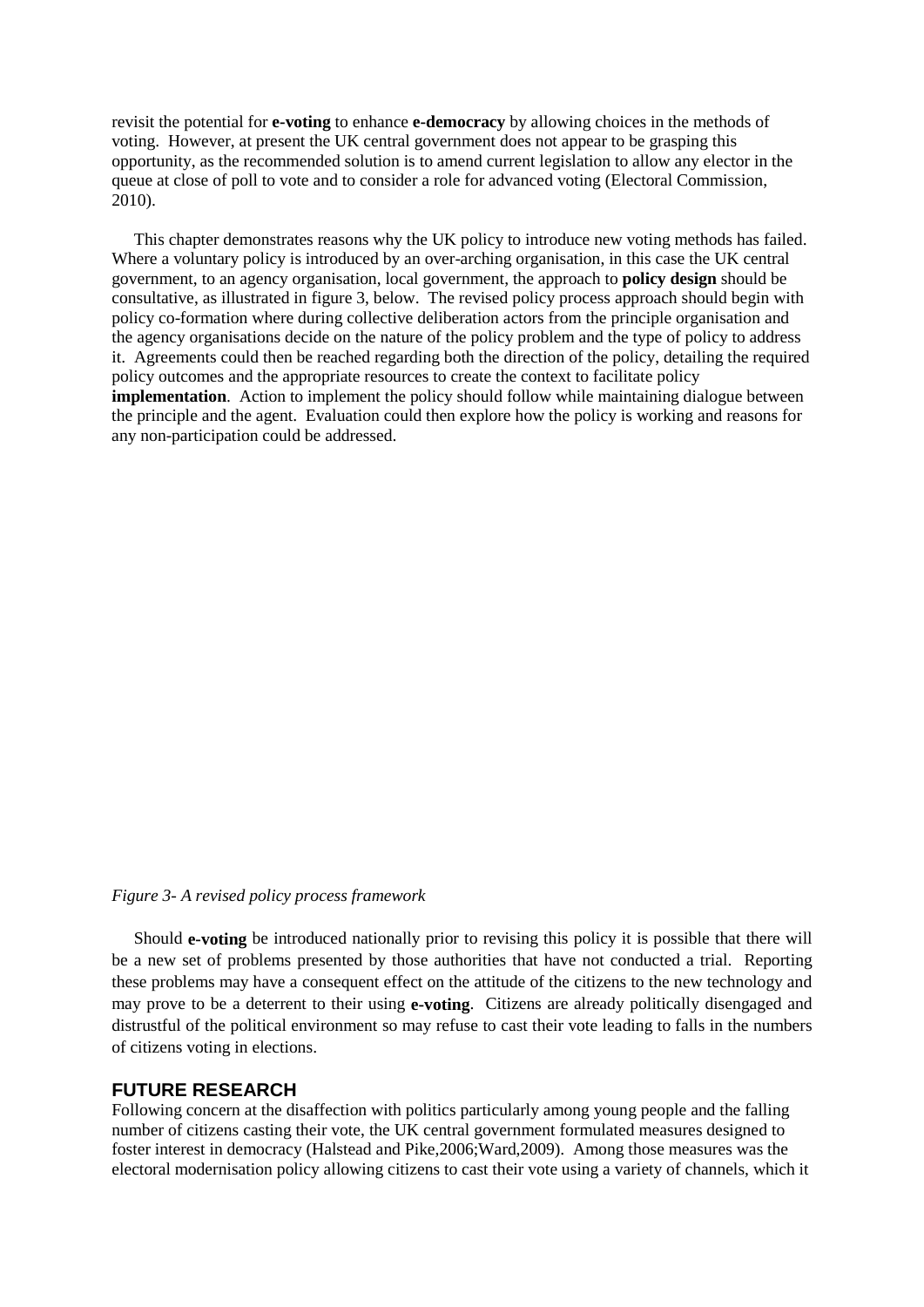revisit the potential for **e-voting** to enhance **e-democracy** by allowing choices in the methods of voting. However, at present the UK central government does not appear to be grasping this opportunity, as the recommended solution is to amend current legislation to allow any elector in the queue at close of poll to vote and to consider a role for advanced voting (Electoral Commission, 2010).

This chapter demonstrates reasons why the UK policy to introduce new voting methods has failed. Where a voluntary policy is introduced by an over-arching organisation, in this case the UK central government, to an agency organisation, local government, the approach to **policy design** should be consultative, as illustrated in figure 3, below. The revised policy process approach should begin with policy co-formation where during collective deliberation actors from the principle organisation and the agency organisations decide on the nature of the policy problem and the type of policy to address it. Agreements could then be reached regarding both the direction of the policy, detailing the required policy outcomes and the appropriate resources to create the context to facilitate policy **implementation**. Action to implement the policy should follow while maintaining dialogue between the principle and the agent. Evaluation could then explore how the policy is working and reasons for any non-participation could be addressed.

*Figure 3- A revised policy process framework*

Should **e-voting** be introduced nationally prior to revising this policy it is possible that there will be a new set of problems presented by those authorities that have not conducted a trial. Reporting these problems may have a consequent effect on the attitude of the citizens to the new technology and may prove to be a deterrent to their using **e-voting**. Citizens are already politically disengaged and distrustful of the political environment so may refuse to cast their vote leading to falls in the numbers of citizens voting in elections.

## FUTURE RESEARCH

Following concern at the disaffection with politics particularly among young people and the falling number of citizens casting their vote, the UK central government formulated measures designed to foster interest in democracy (Halstead and Pike,2006;Ward,2009). Among those measures was the electoral modernisation policy allowing citizens to cast their vote using a variety of channels, which it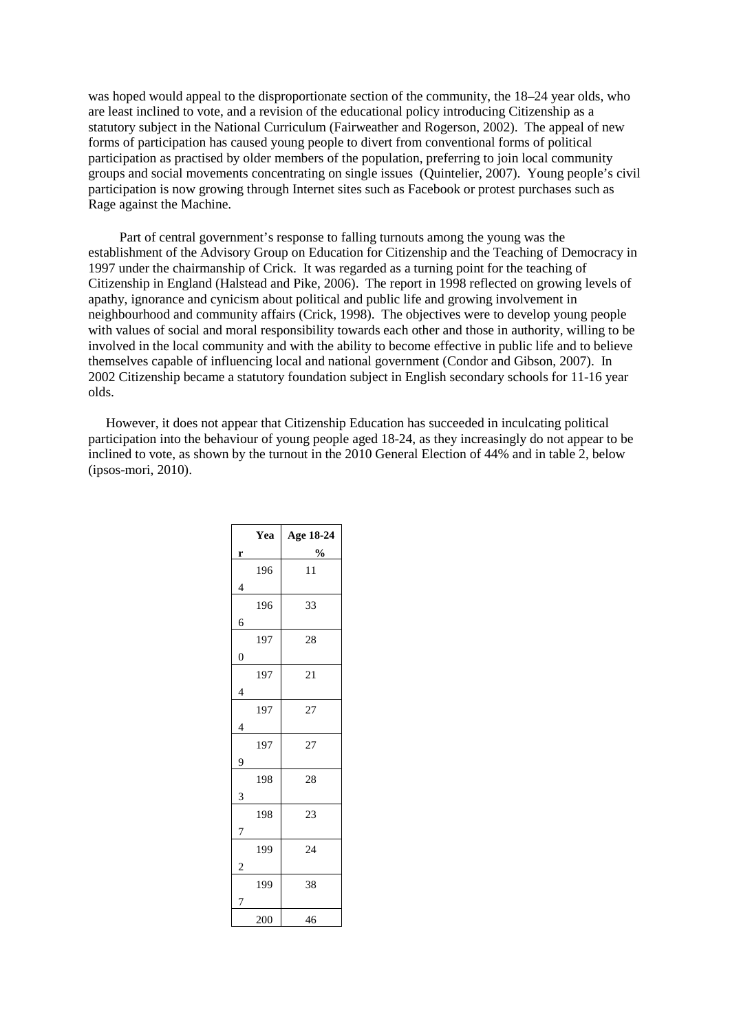was hoped would appeal to the disproportionate section of the community, the 18–24 year olds, who are least inclined to vote, and a revision of the educational policy introducing Citizenship as a statutory subject in the National Curriculum (Fairweather and Rogerson, 2002). The appeal of new forms of participation has caused young people to divert from conventional forms of political participation as practised by older members of the population, preferring to join local community groups and social movements concentrating on single issues (Quintelier, 2007). Young people's civil participation is now growing through Internet sites such as Facebook or protest purchases such as Rage against the Machine.

Part of central government's response to falling turnouts among the young was the establishment of the Advisory Group on Education for Citizenship and the Teaching of Democracy in 1997 under the chairmanship of Crick. It was regarded as a turning point for the teaching of Citizenship in England (Halstead and Pike, 2006). The report in 1998 reflected on growing levels of apathy, ignorance and cynicism about political and public life and growing involvement in neighbourhood and community affairs (Crick, 1998). The objectives were to develop young people with values of social and moral responsibility towards each other and those in authority, willing to be involved in the local community and with the ability to become effective in public life and to believe themselves capable of influencing local and national government (Condor and Gibson, 2007). In 2002 Citizenship became a statutory foundation subject in English secondary schools for 11-16 year olds.

However, it does not appear that Citizenship Education has succeeded in inculcating political participation into the behaviour of young people aged 18-24, as they increasingly do not appear to be inclined to vote, as shown by the turnout in the 2010 General Election of 44% and in table 2, below (ipsos-mori, 2010).

| Year | Age 18-24 % |
|---|---|
| 1964 | 11 |
| 1966 | 33 |
| 1970 | 28 |
| 1974 | 21 |
| 1974 | 27 |
| 1979 | 27 |
| 1983 | 28 |
| 1987 | 23 |
| 1992 | 24 |
| 1997 | 38 |
| 200 | 46 |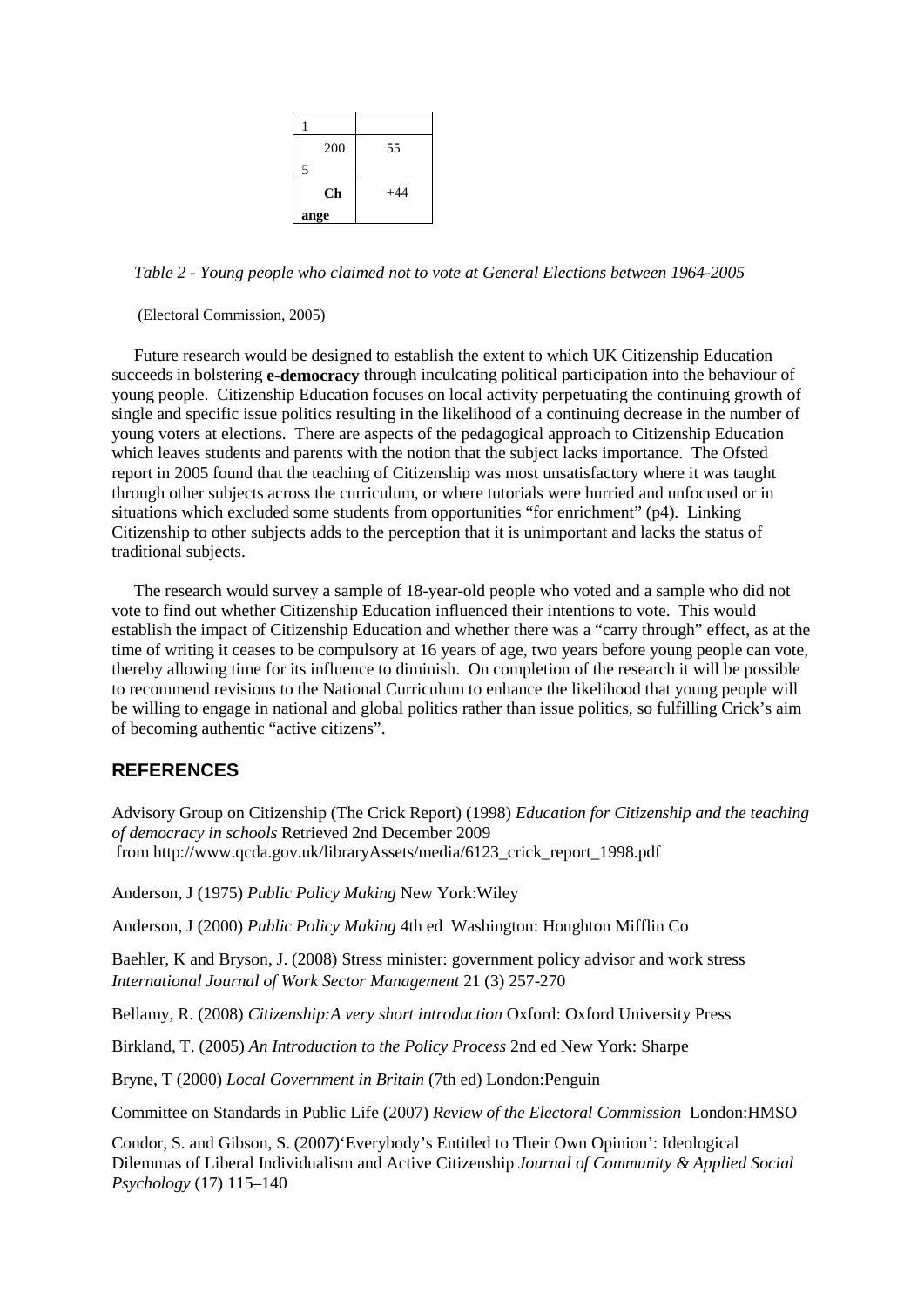| 1 | |
|---|---|
| 2005 | 55 |
| Change | +44 |

*Table 2 - Young people who claimed not to vote at General Elections between 1964-2005*

(Electoral Commission, 2005)

Future research would be designed to establish the extent to which UK Citizenship Education succeeds in bolstering **e-democracy** through inculcating political participation into the behaviour of young people. Citizenship Education focuses on local activity perpetuating the continuing growth of single and specific issue politics resulting in the likelihood of a continuing decrease in the number of young voters at elections. There are aspects of the pedagogical approach to Citizenship Education which leaves students and parents with the notion that the subject lacks importance. The Ofsted report in 2005 found that the teaching of Citizenship was most unsatisfactory where it was taught through other subjects across the curriculum, or where tutorials were hurried and unfocused or in situations which excluded some students from opportunities "for enrichment" (p4). Linking Citizenship to other subjects adds to the perception that it is unimportant and lacks the status of traditional subjects.

The research would survey a sample of 18-year-old people who voted and a sample who did not vote to find out whether Citizenship Education influenced their intentions to vote. This would establish the impact of Citizenship Education and whether there was a "carry through" effect, as at the time of writing it ceases to be compulsory at 16 years of age, two years before young people can vote, thereby allowing time for its influence to diminish. On completion of the research it will be possible to recommend revisions to the National Curriculum to enhance the likelihood that young people will be willing to engage in national and global politics rather than issue politics, so fulfilling Crick's aim of becoming authentic "active citizens".

## REFERENCES

Advisory Group on Citizenship (The Crick Report) (1998) *Education for Citizenship and the teaching of democracy in schools* Retrieved 2nd December 2009 from http://www.qcda.gov.uk/libraryAssets/media/6123_crick_report_1998.pdf

Anderson, J (1975) *Public Policy Making* New York:Wiley

Anderson, J (2000) *Public Policy Making* 4th ed Washington: Houghton Mifflin Co

Baehler, K and Bryson, J. (2008) Stress minister: government policy advisor and work stress *International Journal of Work Sector Management* 21 (3) 257-270

Bellamy, R. (2008) *Citizenship:A very short introduction* Oxford: Oxford University Press

Birkland, T. (2005) *An Introduction to the Policy Process* 2nd ed New York: Sharpe

Bryne, T (2000) *Local Government in Britain* (7th ed) London:Penguin

Committee on Standards in Public Life (2007) *Review of the Electoral Commission* London:HMSO

Condor, S. and Gibson, S. (2007)'Everybody's Entitled to Their Own Opinion': Ideological Dilemmas of Liberal Individualism and Active Citizenship *Journal of Community & Applied Social Psychology* (17) 115–140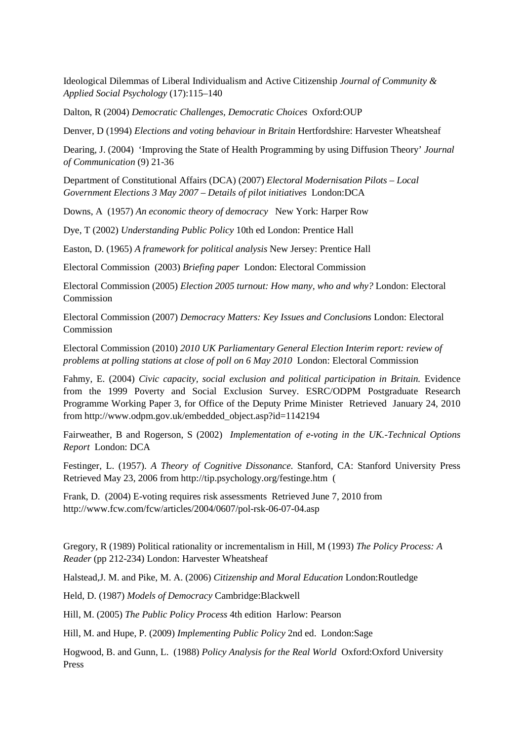Ideological Dilemmas of Liberal Individualism and Active Citizenship *Journal of Community & Applied Social Psychology* (17):115–140

Dalton, R (2004) *Democratic Challenges, Democratic Choices* Oxford:OUP

Denver, D (1994) *Elections and voting behaviour in Britain* Hertfordshire: Harvester Wheatsheaf

Dearing, J. (2004) 'Improving the State of Health Programming by using Diffusion Theory' *Journal of Communication* (9) 21-36

Department of Constitutional Affairs (DCA) (2007) *Electoral Modernisation Pilots – Local Government Elections 3 May 2007 – Details of pilot initiatives* London:DCA

Downs, A (1957) *An economic theory of democracy* New York: Harper Row

Dye, T (2002) *Understanding Public Policy* 10th ed London: Prentice Hall

Easton, D. (1965) *A framework for political analysis* New Jersey: Prentice Hall

Electoral Commission (2003) *Briefing paper* London: Electoral Commission

Electoral Commission (2005) *Election 2005 turnout: How many, who and why?* London: Electoral Commission

Electoral Commission (2007) *Democracy Matters: Key Issues and Conclusions* London: Electoral Commission

Electoral Commission (2010) *2010 UK Parliamentary General Election Interim report: review of problems at polling stations at close of poll on 6 May 2010* London: Electoral Commission

Fahmy, E. (2004) *Civic capacity, social exclusion and political participation in Britain.* Evidence from the 1999 Poverty and Social Exclusion Survey. ESRC/ODPM Postgraduate Research Programme Working Paper 3, for Office of the Deputy Prime Minister Retrieved January 24, 2010 from http://www.odpm.gov.uk/embedded_object.asp?id=1142194

Fairweather, B and Rogerson, S (2002) *Implementation of e-voting in the UK.-Technical Options Report* London: DCA

Festinger, L. (1957). *A Theory of Cognitive Dissonance.* Stanford, CA: Stanford University Press Retrieved May 23, 2006 from http://tip.psychology.org/festinge.htm (

Frank, D. (2004) E-voting requires risk assessments Retrieved June 7, 2010 from http://www.fcw.com/fcw/articles/2004/0607/pol-rsk-06-07-04.asp

Gregory, R (1989) Political rationality or incrementalism in Hill, M (1993) *The Policy Process: A Reader* (pp 212-234) London: Harvester Wheatsheaf

Halstead,J. M. and Pike, M. A. (2006) *Citizenship and Moral Education* London:Routledge

Held, D. (1987) *Models of Democracy* Cambridge:Blackwell

Hill, M. (2005) *The Public Policy Process* 4th edition Harlow: Pearson

Hill, M. and Hupe, P. (2009) *Implementing Public Policy* 2nd ed. London:Sage

Hogwood, B. and Gunn, L. (1988) *Policy Analysis for the Real World* Oxford:Oxford University Press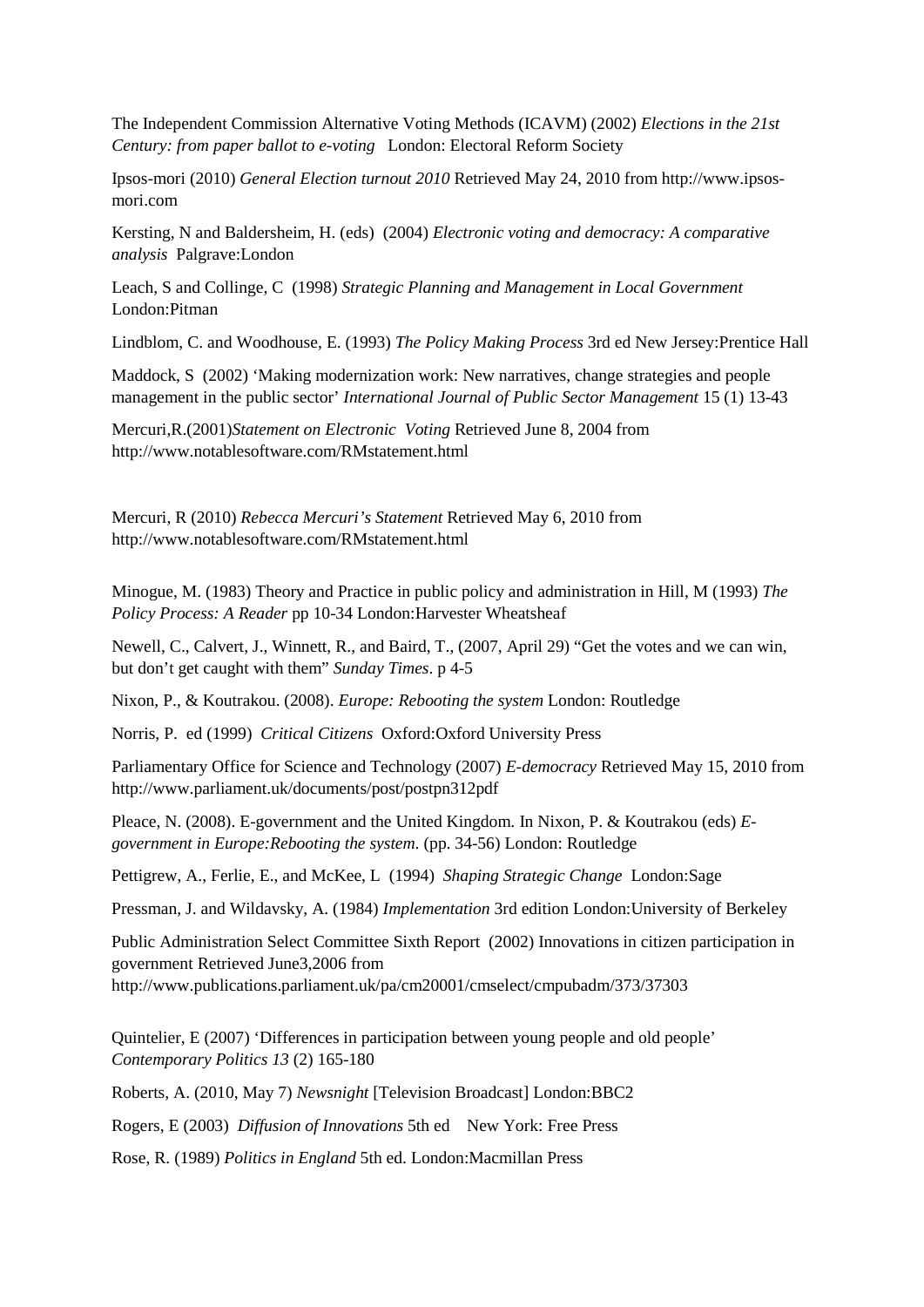The Independent Commission Alternative Voting Methods (ICAVM) (2002) *Elections in the 21st Century: from paper ballot to e-voting* London: Electoral Reform Society

Ipsos-mori (2010) *General Election turnout 2010* Retrieved May 24, 2010 from http://www.ipsos-mori.com

Kersting, N and Baldersheim, H. (eds) (2004) *Electronic voting and democracy: A comparative analysis* Palgrave:London

Leach, S and Collinge, C (1998) *Strategic Planning and Management in Local Government* London:Pitman

Lindblom, C. and Woodhouse, E. (1993) *The Policy Making Process* 3rd ed New Jersey:Prentice Hall

Maddock, S (2002) 'Making modernization work: New narratives, change strategies and people management in the public sector' *International Journal of Public Sector Management* 15 (1) 13-43

Mercuri,R.(2001)*Statement on Electronic Voting* Retrieved June 8, 2004 from http://www.notablesoftware.com/RMstatement.html

Mercuri, R (2010) *Rebecca Mercuri's Statement* Retrieved May 6, 2010 from http://www.notablesoftware.com/RMstatement.html

Minogue, M. (1983) Theory and Practice in public policy and administration in Hill, M (1993) *The Policy Process: A Reader* pp 10-34 London:Harvester Wheatsheaf

Newell, C., Calvert, J., Winnett, R., and Baird, T., (2007, April 29) "Get the votes and we can win, but don't get caught with them" *Sunday Times*. p 4-5

Nixon, P., & Koutrakou. (2008). *Europe: Rebooting the system* London: Routledge

Norris, P. ed (1999) *Critical Citizens* Oxford:Oxford University Press

Parliamentary Office for Science and Technology (2007) *E-democracy* Retrieved May 15, 2010 from http://www.parliament.uk/documents/post/postpn312pdf

Pleace, N. (2008). E-government and the United Kingdom. In Nixon, P. & Koutrakou (eds) *E-government in Europe:Rebooting the system*. (pp. 34-56) London: Routledge

Pettigrew, A., Ferlie, E., and McKee, L (1994) *Shaping Strategic Change* London:Sage

Pressman, J. and Wildavsky, A. (1984) *Implementation* 3rd edition London:University of Berkeley

Public Administration Select Committee Sixth Report (2002) Innovations in citizen participation in government Retrieved June3,2006 from http://www.publications.parliament.uk/pa/cm20001/cmselect/cmpubadm/373/37303

Quintelier, E (2007) 'Differences in participation between young people and old people' *Contemporary Politics 13* (2) 165-180

Roberts, A. (2010, May 7) *Newsnight* [Television Broadcast] London:BBC2

Rogers, E (2003) *Diffusion of Innovations* 5th ed New York: Free Press

Rose, R. (1989) *Politics in England* 5th ed. London:Macmillan Press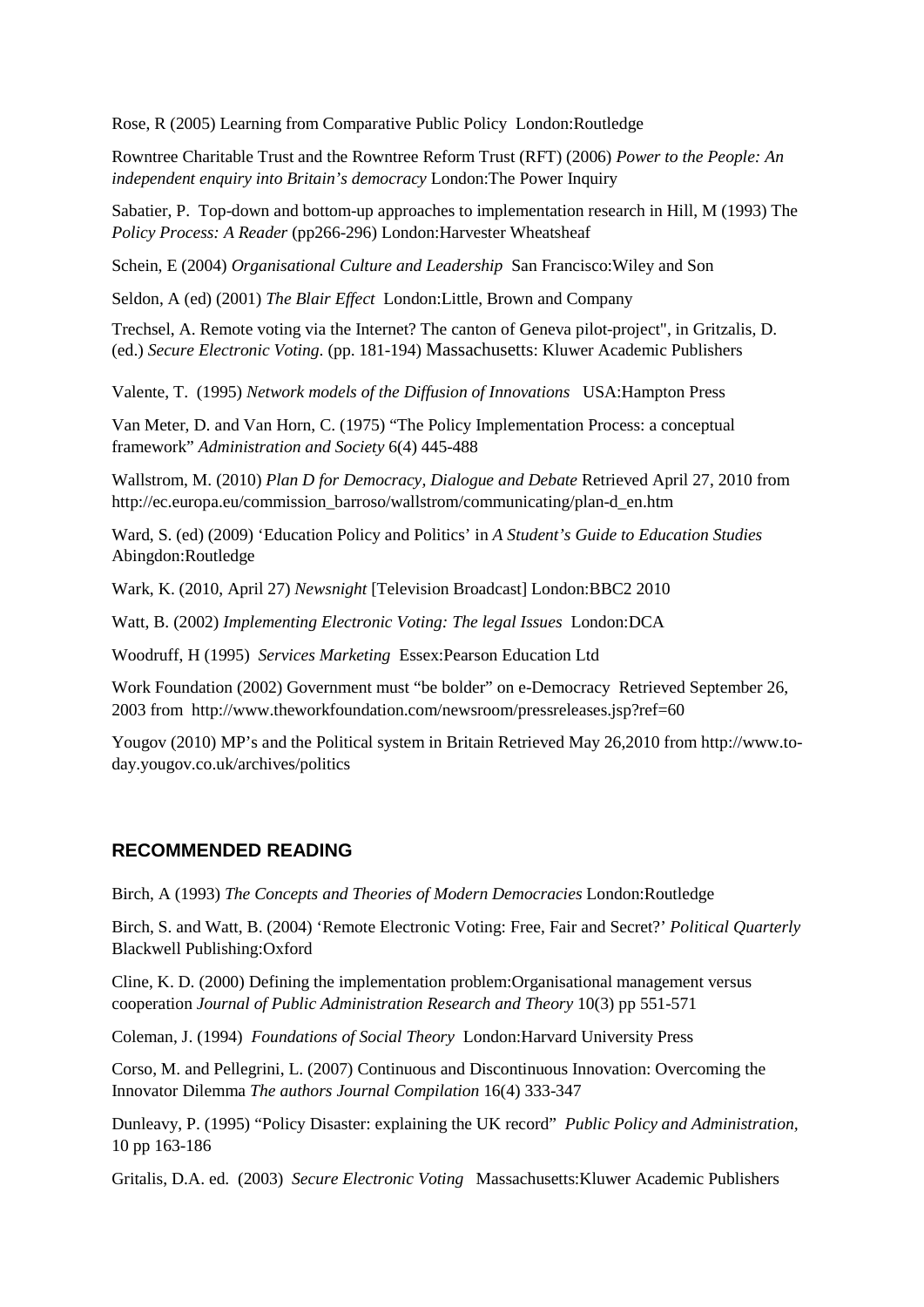Rose, R (2005) Learning from Comparative Public Policy London:Routledge

Rowntree Charitable Trust and the Rowntree Reform Trust (RFT) (2006) *Power to the People: An independent enquiry into Britain's democracy* London:The Power Inquiry

Sabatier, P. Top-down and bottom-up approaches to implementation research in Hill, M (1993) The *Policy Process: A Reader* (pp266-296) London:Harvester Wheatsheaf

Schein, E (2004) *Organisational Culture and Leadership* San Francisco:Wiley and Son

Seldon, A (ed) (2001) *The Blair Effect* London:Little, Brown and Company

Trechsel, A. Remote voting via the Internet? The canton of Geneva pilot-project", in Gritzalis, D. (ed.) *Secure Electronic Voting*. (pp. 181-194) Massachusetts: Kluwer Academic Publishers

Valente, T. (1995) *Network models of the Diffusion of Innovations* USA:Hampton Press

Van Meter, D. and Van Horn, C. (1975) "The Policy Implementation Process: a conceptual framework" *Administration and Society* 6(4) 445-488

Wallstrom, M. (2010) *Plan D for Democracy, Dialogue and Debate* Retrieved April 27, 2010 from http://ec.europa.eu/commission_barroso/wallstrom/communicating/plan-d_en.htm

Ward, S. (ed) (2009) 'Education Policy and Politics' in *A Student's Guide to Education Studies* Abingdon:Routledge

Wark, K. (2010, April 27) *Newsnight* [Television Broadcast] London:BBC2 2010

Watt, B. (2002) *Implementing Electronic Voting: The legal Issues* London:DCA

Woodruff, H (1995) *Services Marketing* Essex:Pearson Education Ltd

Work Foundation (2002) Government must "be bolder" on e-Democracy Retrieved September 26, 2003 from http://www.theworkfoundation.com/newsroom/pressreleases.jsp?ref=60

Yougov (2010) MP's and the Political system in Britain Retrieved May 26,2010 from http://www.today.yougov.co.uk/archives/politics

## RECOMMENDED READING

Birch, A (1993) *The Concepts and Theories of Modern Democracies* London:Routledge

Birch, S. and Watt, B. (2004) 'Remote Electronic Voting: Free, Fair and Secret?' *Political Quarterly* Blackwell Publishing:Oxford

Cline, K. D. (2000) Defining the implementation problem:Organisational management versus cooperation *Journal of Public Administration Research and Theory* 10(3) pp 551-571

Coleman, J. (1994) *Foundations of Social Theory* London:Harvard University Press

Corso, M. and Pellegrini, L. (2007) Continuous and Discontinuous Innovation: Overcoming the Innovator Dilemma *The authors Journal Compilation* 16(4) 333-347

Dunleavy, P. (1995) "Policy Disaster: explaining the UK record" *Public Policy and Administration,* 10 pp 163-186

Gritalis, D.A. ed. (2003) *Secure Electronic Voting* Massachusetts:Kluwer Academic Publishers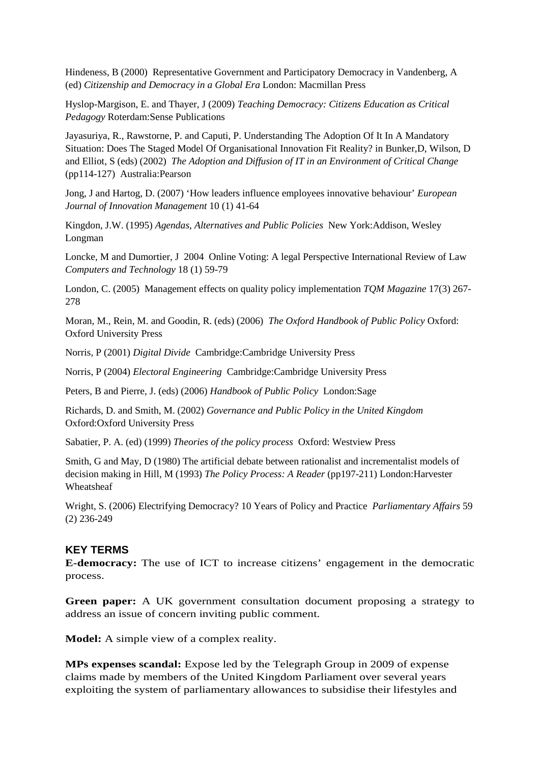Hindeness, B (2000) Representative Government and Participatory Democracy in Vandenberg, A (ed) *Citizenship and Democracy in a Global Era* London: Macmillan Press

Hyslop-Margison, E. and Thayer, J (2009) *Teaching Democracy: Citizens Education as Critical Pedagogy* Roterdam:Sense Publications

Jayasuriya, R., Rawstorne, P. and Caputi, P. Understanding The Adoption Of It In A Mandatory Situation: Does The Staged Model Of Organisational Innovation Fit Reality? in Bunker,D, Wilson, D and Elliot, S (eds) (2002) *The Adoption and Diffusion of IT in an Environment of Critical Change* (pp114-127) Australia:Pearson

Jong, J and Hartog, D. (2007) 'How leaders influence employees innovative behaviour' *European Journal of Innovation Management* 10 (1) 41-64

Kingdon, J.W. (1995) *Agendas, Alternatives and Public Policies* New York:Addison, Wesley Longman

Loncke, M and Dumortier, J 2004 Online Voting: A legal Perspective International Review of Law *Computers and Technology* 18 (1) 59-79

London, C. (2005) Management effects on quality policy implementation *TQM Magazine* 17(3) 267-278

Moran, M., Rein, M. and Goodin, R. (eds) (2006) *The Oxford Handbook of Public Policy* Oxford: Oxford University Press

Norris, P (2001) *Digital Divide* Cambridge:Cambridge University Press

Norris, P (2004) *Electoral Engineering* Cambridge:Cambridge University Press

Peters, B and Pierre, J. (eds) (2006) *Handbook of Public Policy* London:Sage

Richards, D. and Smith, M. (2002) *Governance and Public Policy in the United Kingdom* Oxford:Oxford University Press

Sabatier, P. A. (ed) (1999) *Theories of the policy process* Oxford: Westview Press

Smith, G and May, D (1980) The artificial debate between rationalist and incrementalist models of decision making in Hill, M (1993) *The Policy Process: A Reader* (pp197-211) London:Harvester Wheatsheaf

Wright, S. (2006) Electrifying Democracy? 10 Years of Policy and Practice *Parliamentary Affairs* 59 (2) 236-249

## KEY TERMS

**E-democracy:** The use of ICT to increase citizens' engagement in the democratic process.

**Green paper:** A UK government consultation document proposing a strategy to address an issue of concern inviting public comment.

**Model:** A simple view of a complex reality.

**MPs expenses scandal:** Expose led by the Telegraph Group in 2009 of expense claims made by members of the United Kingdom Parliament over several years exploiting the system of parliamentary allowances to subsidise their lifestyles and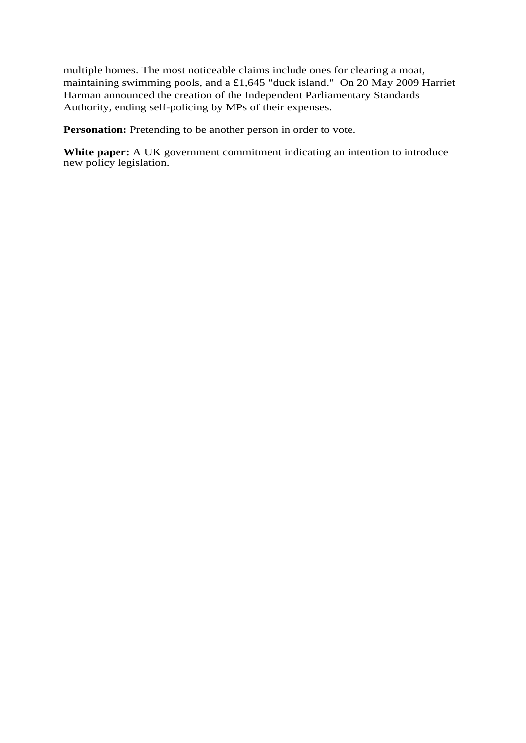multiple homes. The most noticeable claims include ones for clearing a moat, maintaining swimming pools, and a £1,645 "duck island." On 20 May 2009 Harriet Harman announced the creation of the Independent Parliamentary Standards Authority, ending self-policing by MPs of their expenses.

**Personation:** Pretending to be another person in order to vote.

**White paper:** A UK government commitment indicating an intention to introduce new policy legislation.